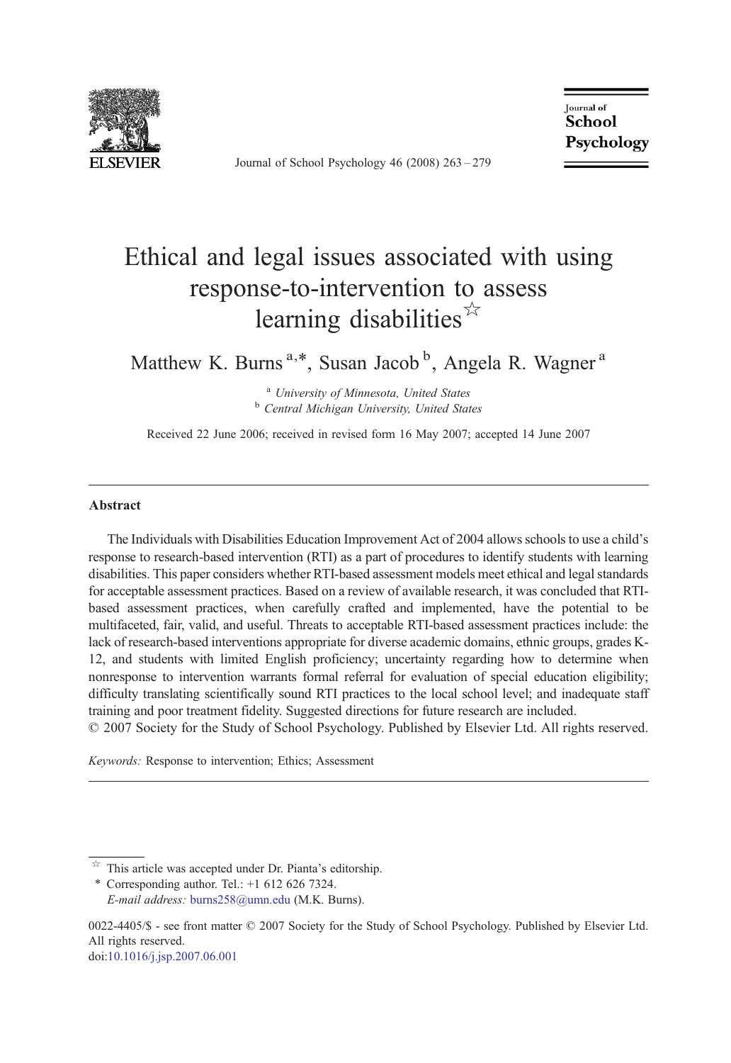# Ethical and legal issues associated with using response-to-intervention to assess learning disabilities☆

Matthew K. Burns [a,*], Susan Jacob [b], Angela R. Wagner [a]

[a] *University of Minnesota, United States*
[b] *Central Michigan University, United States*

Received 22 June 2006; received in revised form 16 May 2007; accepted 14 June 2007

## Abstract

The Individuals with Disabilities Education Improvement Act of 2004 allows schools to use a child's response to research-based intervention (RTI) as a part of procedures to identify students with learning disabilities. This paper considers whether RTI-based assessment models meet ethical and legal standards for acceptable assessment practices. Based on a review of available research, it was concluded that RTI-based assessment practices, when carefully crafted and implemented, have the potential to be multifaceted, fair, valid, and useful. Threats to acceptable RTI-based assessment practices include: the lack of research-based interventions appropriate for diverse academic domains, ethnic groups, grades K-12, and students with limited English proficiency; uncertainty regarding how to determine when nonresponse to intervention warrants formal referral for evaluation of special education eligibility; difficulty translating scientifically sound RTI practices to the local school level; and inadequate staff training and poor treatment fidelity. Suggested directions for future research are included.
© 2007 Society for the Study of School Psychology. Published by Elsevier Ltd. All rights reserved.

*Keywords:* Response to intervention; Ethics; Assessment

☆ This article was accepted under Dr. Pianta's editorship.
\* Corresponding author. Tel.: +1 612 626 7324.
*E-mail address:* burns258@umn.edu (M.K. Burns).

0022-4405/$ - see front matter © 2007 Society for the Study of School Psychology. Published by Elsevier Ltd. All rights reserved.
doi:10.1016/j.jsp.2007.06.001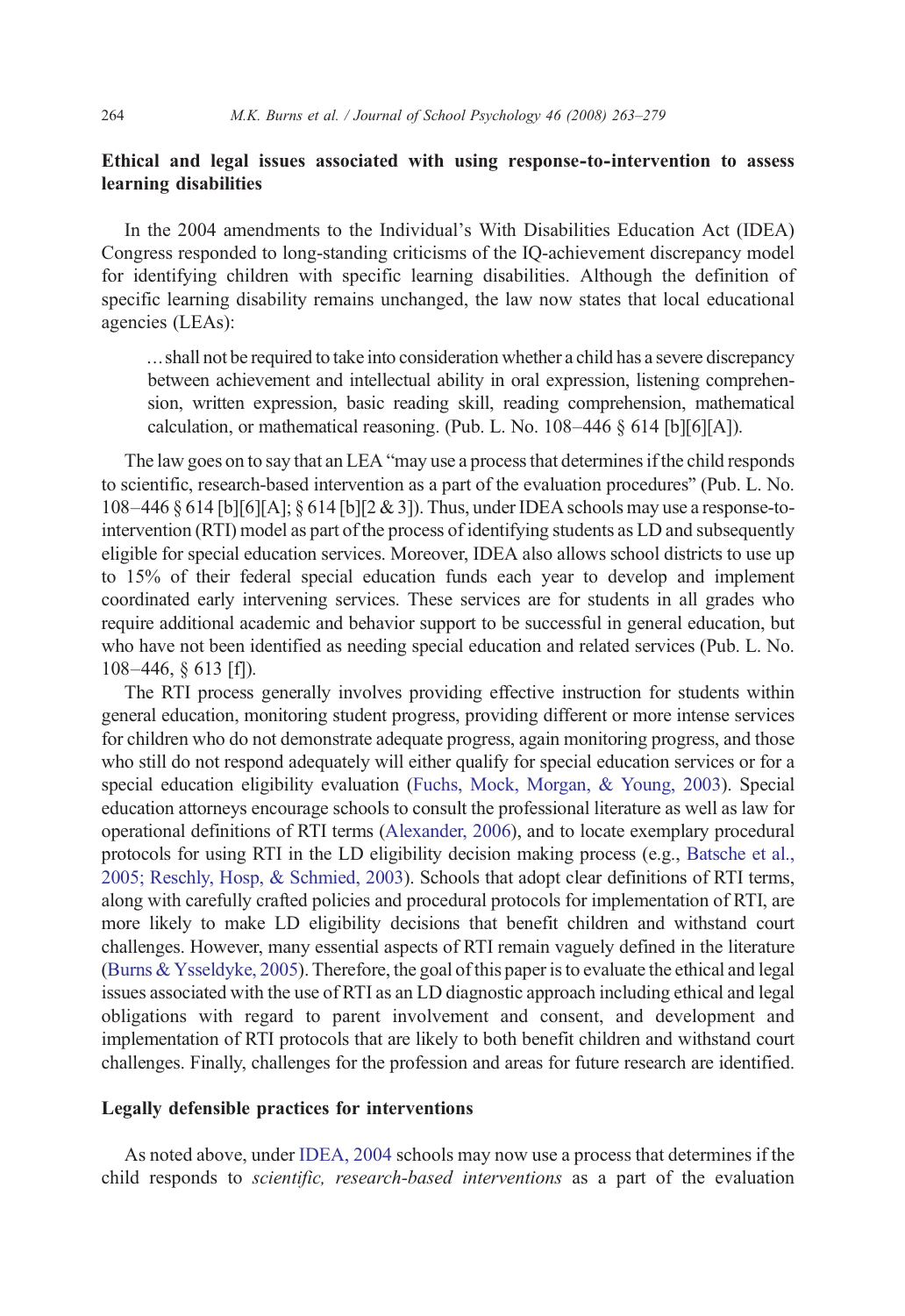## Ethical and legal issues associated with using response-to-intervention to assess learning disabilities

In the 2004 amendments to the Individual's With Disabilities Education Act (IDEA) Congress responded to long-standing criticisms of the IQ-achievement discrepancy model for identifying children with specific learning disabilities. Although the definition of specific learning disability remains unchanged, the law now states that local educational agencies (LEAs):

> …shall not be required to take into consideration whether a child has a severe discrepancy between achievement and intellectual ability in oral expression, listening comprehension, written expression, basic reading skill, reading comprehension, mathematical calculation, or mathematical reasoning. (Pub. L. No. 108–446 § 614 [b][6][A]).

The law goes on to say that an LEA "may use a process that determines if the child responds to scientific, research-based intervention as a part of the evaluation procedures" (Pub. L. No. 108–446 § 614 [b][6][A]; § 614 [b][2 & 3]). Thus, under IDEA schools may use a response-to-intervention (RTI) model as part of the process of identifying students as LD and subsequently eligible for special education services. Moreover, IDEA also allows school districts to use up to 15% of their federal special education funds each year to develop and implement coordinated early intervening services. These services are for students in all grades who require additional academic and behavior support to be successful in general education, but who have not been identified as needing special education and related services (Pub. L. No. 108–446, § 613 [f]).

The RTI process generally involves providing effective instruction for students within general education, monitoring student progress, providing different or more intense services for children who do not demonstrate adequate progress, again monitoring progress, and those who still do not respond adequately will either qualify for special education services or for a special education eligibility evaluation (Fuchs, Mock, Morgan, & Young, 2003). Special education attorneys encourage schools to consult the professional literature as well as law for operational definitions of RTI terms (Alexander, 2006), and to locate exemplary procedural protocols for using RTI in the LD eligibility decision making process (e.g., Batsche et al., 2005; Reschly, Hosp, & Schmied, 2003). Schools that adopt clear definitions of RTI terms, along with carefully crafted policies and procedural protocols for implementation of RTI, are more likely to make LD eligibility decisions that benefit children and withstand court challenges. However, many essential aspects of RTI remain vaguely defined in the literature (Burns & Ysseldyke, 2005). Therefore, the goal of this paper is to evaluate the ethical and legal issues associated with the use of RTI as an LD diagnostic approach including ethical and legal obligations with regard to parent involvement and consent, and development and implementation of RTI protocols that are likely to both benefit children and withstand court challenges. Finally, challenges for the profession and areas for future research are identified.

## Legally defensible practices for interventions

As noted above, under IDEA, 2004 schools may now use a process that determines if the child responds to *scientific, research-based interventions* as a part of the evaluation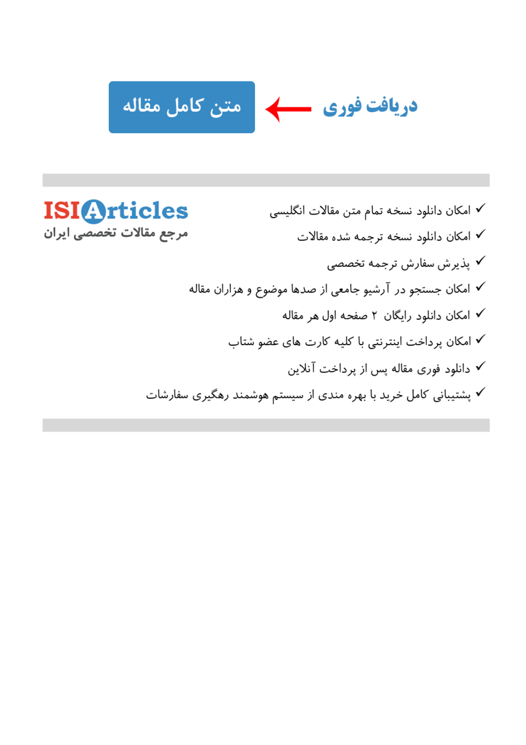دریافت فوری ← **متن کامل مقاله**

**ISIArticles**
مرجع مقالات تخصصی ایران

- ✓ امکان دانلود نسخه تمام متن مقالات انگلیسی
- ✓ امکان دانلود نسخه ترجمه شده مقالات
- ✓ پذیرش سفارش ترجمه تخصصی
- ✓ امکان جستجو در آرشیو جامعی از صدها موضوع و هزاران مقاله
- ✓ امکان دانلود رایگان ۲ صفحه اول هر مقاله
- ✓ امکان پرداخت اینترنتی با کلیه کارت های عضو شتاب
- ✓ دانلود فوری مقاله پس از پرداخت آنلاین
- ✓ پشتیبانی کامل خرید با بهره مندی از سیستم هوشمند رهگیری سفارشات